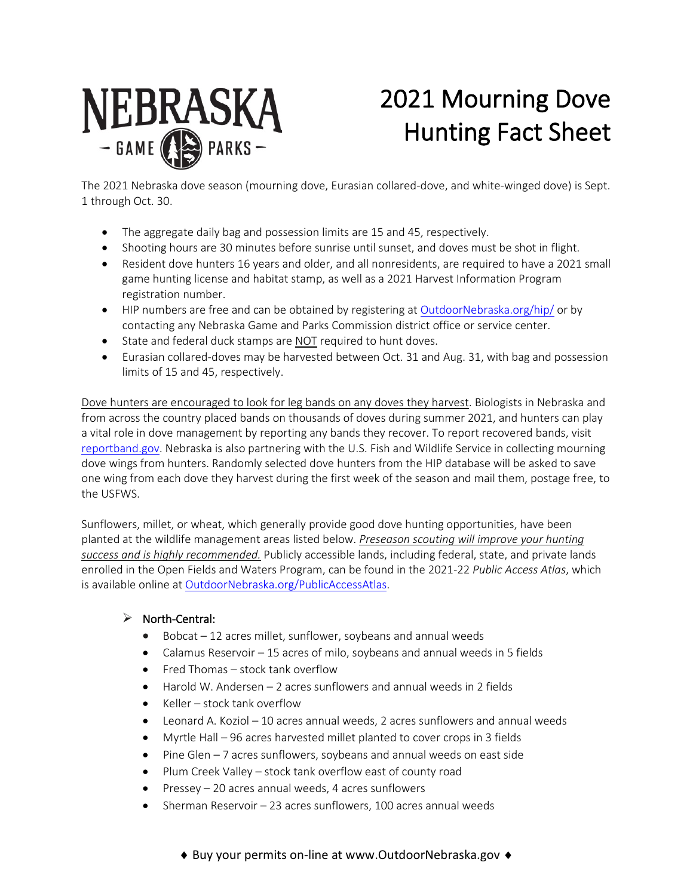# 2021 Mourning Dove Hunting Fact Sheet

The 2021 Nebraska dove season (mourning dove, Eurasian collared-dove, and white-winged dove) is Sept. 1 through Oct. 30.

- The aggregate daily bag and possession limits are 15 and 45, respectively.
- Shooting hours are 30 minutes before sunrise until sunset, and doves must be shot in flight.
- Resident dove hunters 16 years and older, and all nonresidents, are required to have a 2021 small game hunting license and habitat stamp, as well as a 2021 Harvest Information Program registration number.
- HIP numbers are free and can be obtained by registering at OutdoorNebraska.org/hip/ or by contacting any Nebraska Game and Parks Commission district office or service center.
- State and federal duck stamps are NOT required to hunt doves.
- Eurasian collared-doves may be harvested between Oct. 31 and Aug. 31, with bag and possession limits of 15 and 45, respectively.

Dove hunters are encouraged to look for leg bands on any doves they harvest. Biologists in Nebraska and from across the country placed bands on thousands of doves during summer 2021, and hunters can play a vital role in dove management by reporting any bands they recover. To report recovered bands, visit reportband.gov. Nebraska is also partnering with the U.S. Fish and Wildlife Service in collecting mourning dove wings from hunters. Randomly selected dove hunters from the HIP database will be asked to save one wing from each dove they harvest during the first week of the season and mail them, postage free, to the USFWS.

Sunflowers, millet, or wheat, which generally provide good dove hunting opportunities, have been planted at the wildlife management areas listed below. *Preseason scouting will improve your hunting success and is highly recommended.* Publicly accessible lands, including federal, state, and private lands enrolled in the Open Fields and Waters Program, can be found in the 2021-22 *Public Access Atlas*, which is available online at OutdoorNebraska.org/PublicAccessAtlas.

- North-Central:
  - Bobcat – 12 acres millet, sunflower, soybeans and annual weeds
  - Calamus Reservoir – 15 acres of milo, soybeans and annual weeds in 5 fields
  - Fred Thomas – stock tank overflow
  - Harold W. Andersen – 2 acres sunflowers and annual weeds in 2 fields
  - Keller – stock tank overflow
  - Leonard A. Koziol – 10 acres annual weeds, 2 acres sunflowers and annual weeds
  - Myrtle Hall – 96 acres harvested millet planted to cover crops in 3 fields
  - Pine Glen – 7 acres sunflowers, soybeans and annual weeds on east side
  - Plum Creek Valley – stock tank overflow east of county road
  - Pressey – 20 acres annual weeds, 4 acres sunflowers
  - Sherman Reservoir – 23 acres sunflowers, 100 acres annual weeds

♦ Buy your permits on-line at www.OutdoorNebraska.gov ♦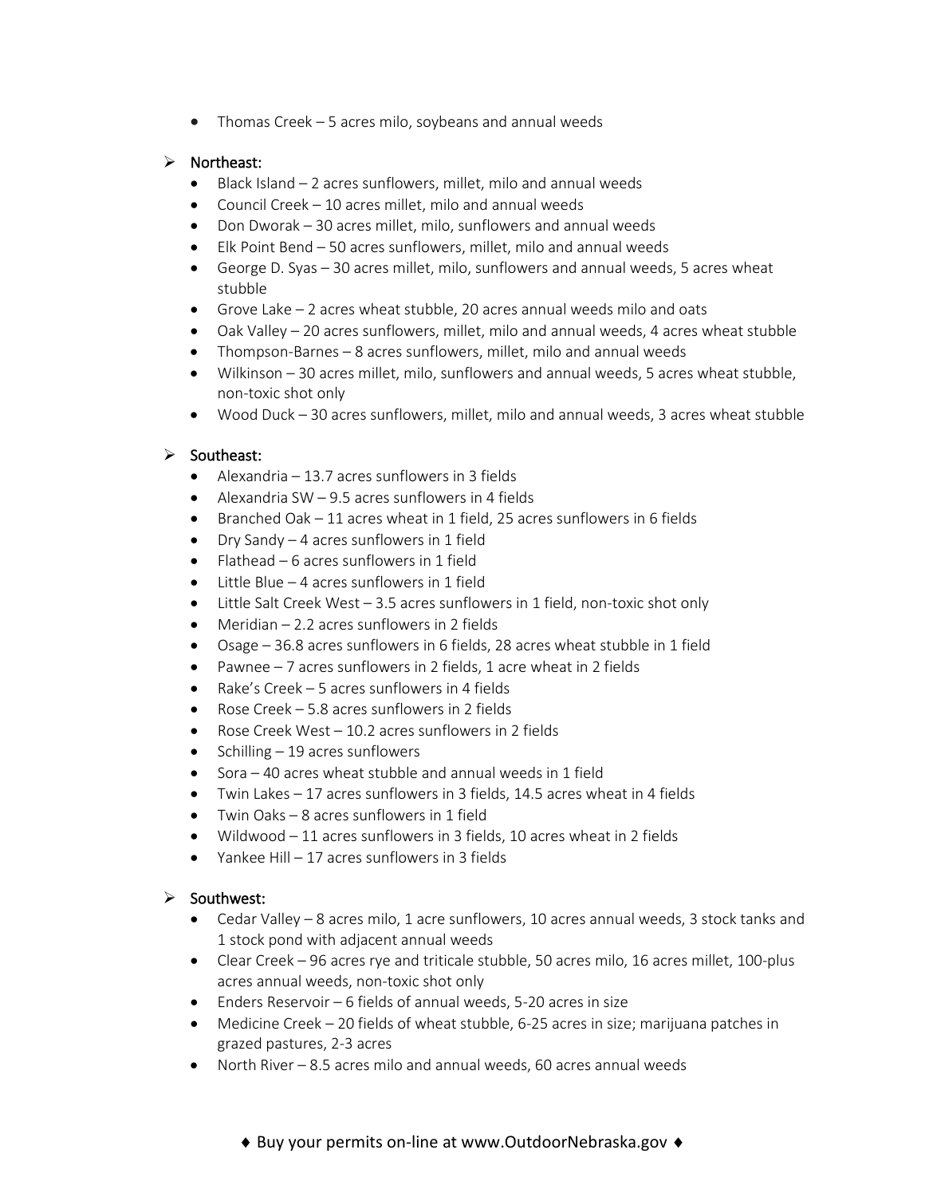- Thomas Creek – 5 acres milo, soybeans and annual weeds

- Northeast:
  - Black Island – 2 acres sunflowers, millet, milo and annual weeds
  - Council Creek – 10 acres millet, milo and annual weeds
  - Don Dworak – 30 acres millet, milo, sunflowers and annual weeds
  - Elk Point Bend – 50 acres sunflowers, millet, milo and annual weeds
  - George D. Syas – 30 acres millet, milo, sunflowers and annual weeds, 5 acres wheat stubble
  - Grove Lake – 2 acres wheat stubble, 20 acres annual weeds milo and oats
  - Oak Valley – 20 acres sunflowers, millet, milo and annual weeds, 4 acres wheat stubble
  - Thompson-Barnes – 8 acres sunflowers, millet, milo and annual weeds
  - Wilkinson – 30 acres millet, milo, sunflowers and annual weeds, 5 acres wheat stubble, non-toxic shot only
  - Wood Duck – 30 acres sunflowers, millet, milo and annual weeds, 3 acres wheat stubble

- Southeast:
  - Alexandria – 13.7 acres sunflowers in 3 fields
  - Alexandria SW – 9.5 acres sunflowers in 4 fields
  - Branched Oak – 11 acres wheat in 1 field, 25 acres sunflowers in 6 fields
  - Dry Sandy – 4 acres sunflowers in 1 field
  - Flathead – 6 acres sunflowers in 1 field
  - Little Blue – 4 acres sunflowers in 1 field
  - Little Salt Creek West – 3.5 acres sunflowers in 1 field, non-toxic shot only
  - Meridian – 2.2 acres sunflowers in 2 fields
  - Osage – 36.8 acres sunflowers in 6 fields, 28 acres wheat stubble in 1 field
  - Pawnee – 7 acres sunflowers in 2 fields, 1 acre wheat in 2 fields
  - Rake's Creek – 5 acres sunflowers in 4 fields
  - Rose Creek – 5.8 acres sunflowers in 2 fields
  - Rose Creek West – 10.2 acres sunflowers in 2 fields
  - Schilling – 19 acres sunflowers
  - Sora – 40 acres wheat stubble and annual weeds in 1 field
  - Twin Lakes – 17 acres sunflowers in 3 fields, 14.5 acres wheat in 4 fields
  - Twin Oaks – 8 acres sunflowers in 1 field
  - Wildwood – 11 acres sunflowers in 3 fields, 10 acres wheat in 2 fields
  - Yankee Hill – 17 acres sunflowers in 3 fields

- Southwest:
  - Cedar Valley – 8 acres milo, 1 acre sunflowers, 10 acres annual weeds, 3 stock tanks and 1 stock pond with adjacent annual weeds
  - Clear Creek – 96 acres rye and triticale stubble, 50 acres milo, 16 acres millet, 100-plus acres annual weeds, non-toxic shot only
  - Enders Reservoir – 6 fields of annual weeds, 5-20 acres in size
  - Medicine Creek – 20 fields of wheat stubble, 6-25 acres in size; marijuana patches in grazed pastures, 2-3 acres
  - North River – 8.5 acres milo and annual weeds, 60 acres annual weeds

♦ Buy your permits on-line at www.OutdoorNebraska.gov ♦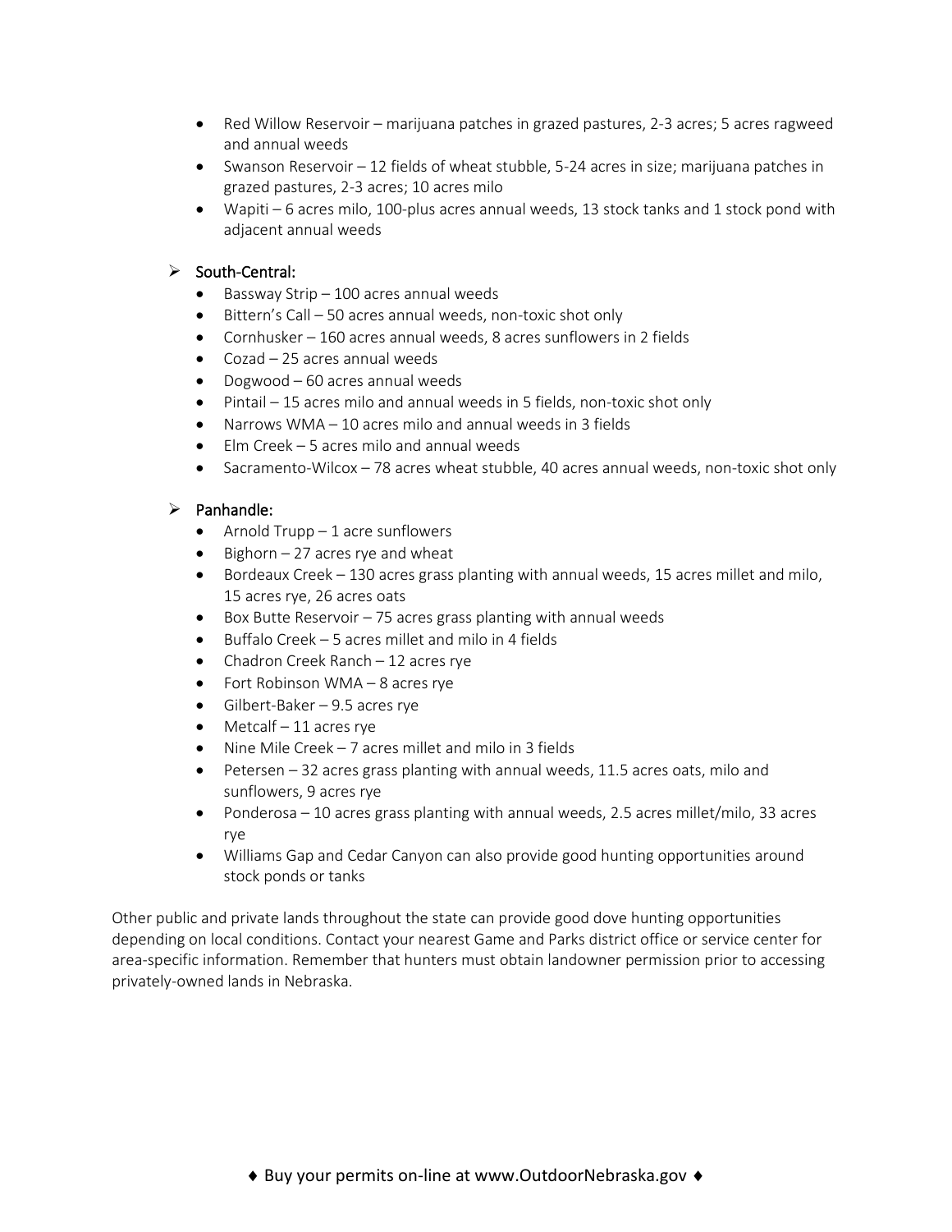- Red Willow Reservoir – marijuana patches in grazed pastures, 2-3 acres; 5 acres ragweed and annual weeds
- Swanson Reservoir – 12 fields of wheat stubble, 5-24 acres in size; marijuana patches in grazed pastures, 2-3 acres; 10 acres milo
- Wapiti – 6 acres milo, 100-plus acres annual weeds, 13 stock tanks and 1 stock pond with adjacent annual weeds

➢ South-Central:

- Bassway Strip – 100 acres annual weeds
- Bittern's Call – 50 acres annual weeds, non-toxic shot only
- Cornhusker – 160 acres annual weeds, 8 acres sunflowers in 2 fields
- Cozad – 25 acres annual weeds
- Dogwood – 60 acres annual weeds
- Pintail – 15 acres milo and annual weeds in 5 fields, non-toxic shot only
- Narrows WMA – 10 acres milo and annual weeds in 3 fields
- Elm Creek – 5 acres milo and annual weeds
- Sacramento-Wilcox – 78 acres wheat stubble, 40 acres annual weeds, non-toxic shot only

➢ Panhandle:

- Arnold Trupp – 1 acre sunflowers
- Bighorn – 27 acres rye and wheat
- Bordeaux Creek – 130 acres grass planting with annual weeds, 15 acres millet and milo, 15 acres rye, 26 acres oats
- Box Butte Reservoir – 75 acres grass planting with annual weeds
- Buffalo Creek – 5 acres millet and milo in 4 fields
- Chadron Creek Ranch – 12 acres rye
- Fort Robinson WMA – 8 acres rye
- Gilbert-Baker – 9.5 acres rye
- Metcalf – 11 acres rye
- Nine Mile Creek – 7 acres millet and milo in 3 fields
- Petersen – 32 acres grass planting with annual weeds, 11.5 acres oats, milo and sunflowers, 9 acres rye
- Ponderosa – 10 acres grass planting with annual weeds, 2.5 acres millet/milo, 33 acres rye
- Williams Gap and Cedar Canyon can also provide good hunting opportunities around stock ponds or tanks

Other public and private lands throughout the state can provide good dove hunting opportunities depending on local conditions. Contact your nearest Game and Parks district office or service center for area-specific information. Remember that hunters must obtain landowner permission prior to accessing privately-owned lands in Nebraska.